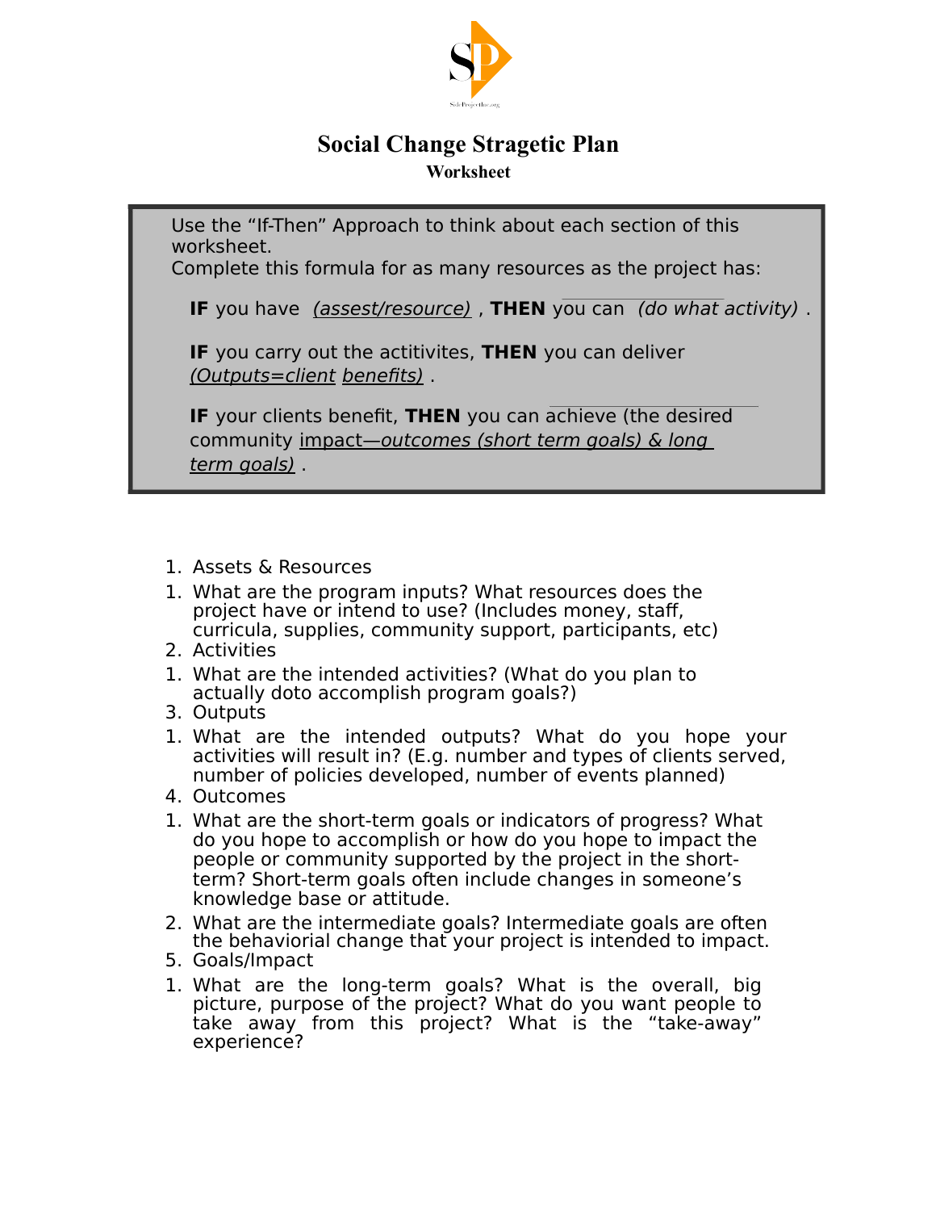# Social Change Stragetic Plan

## Worksheet

Use the “If-Then” Approach to think about each section of this worksheet.
Complete this formula for as many resources as the project has:

**IF** you have *(assest/resource)* , **THEN** you can *(do what activity)* .

**IF** you carry out the actitivites, **THEN** you can deliver *(Outputs=client benefits)* .

**IF** your clients benefit, **THEN** you can achieve (the desired community impact—*outcomes (short term goals) & long term goals)* .

1. Assets & Resources
   1. What are the program inputs? What resources does the project have or intend to use? (Includes money, staff, curricula, supplies, community support, participants, etc)
2. Activities
   1. What are the intended activities? (What do you plan to actually doto accomplish program goals?)
3. Outputs
   1. What are the intended outputs? What do you hope your activities will result in? (E.g. number and types of clients served, number of policies developed, number of events planned)
4. Outcomes
   1. What are the short-term goals or indicators of progress? What do you hope to accomplish or how do you hope to impact the people or community supported by the project in the short-term? Short-term goals often include changes in someone’s knowledge base or attitude.
   2. What are the intermediate goals? Intermediate goals are often the behaviorial change that your project is intended to impact.
5. Goals/Impact
   1. What are the long-term goals? What is the overall, big picture, purpose of the project? What do you want people to take away from this project? What is the “take-away” experience?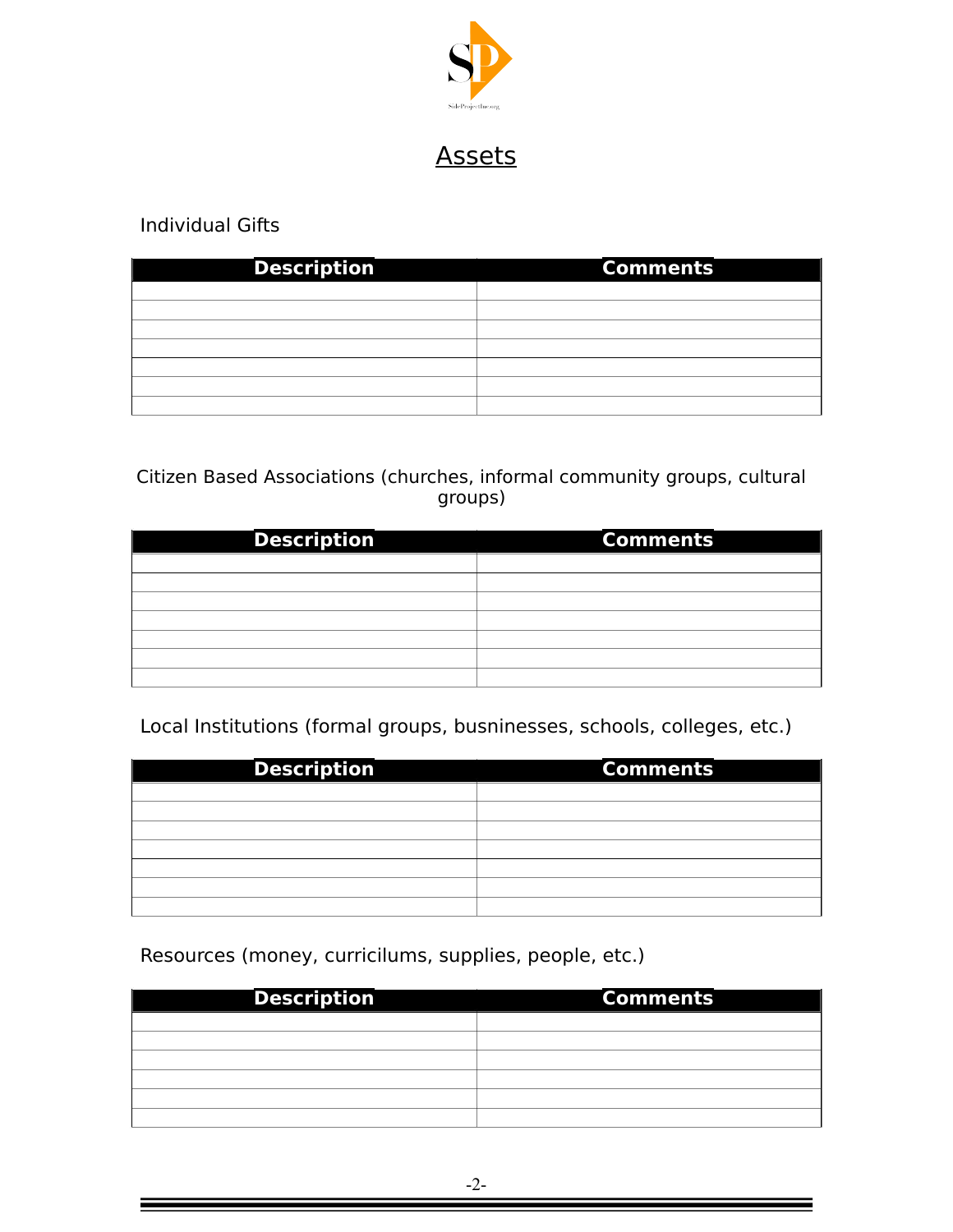# Assets

Individual Gifts

| Description | Comments |
| --- | --- |
| | |
| | |
| | |
| | |
| | |
| | |
| | |

Citizen Based Associations (churches, informal community groups, cultural groups)

| Description | Comments |
| --- | --- |
| | |
| | |
| | |
| | |
| | |
| | |
| | |

Local Institutions (formal groups, busninesses, schools, colleges, etc.)

| Description | Comments |
| --- | --- |
| | |
| | |
| | |
| | |
| | |
| | |
| | |

Resources (money, curricilums, supplies, people, etc.)

| Description | Comments |
| --- | --- |
| | |
| | |
| | |
| | |
| | |
| | |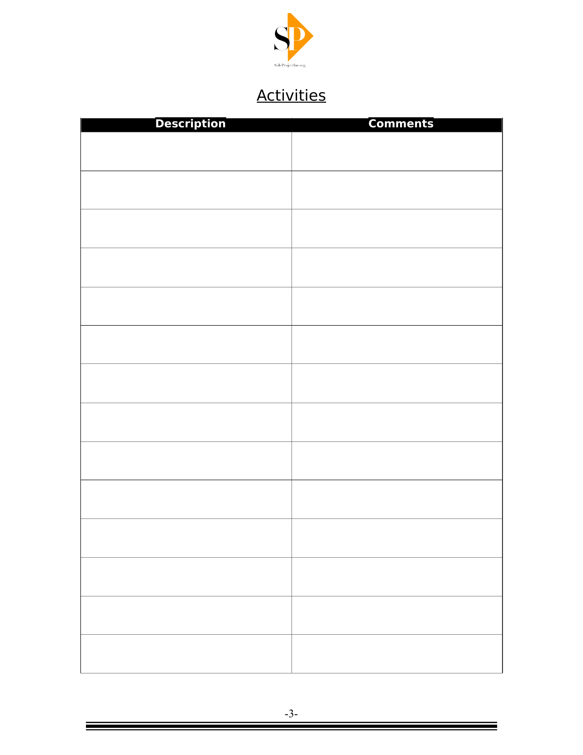# Activities

| Description | Comments |
| --- | --- |
| | |
| | |
| | |
| | |
| | |
| | |
| | |
| | |
| | |
| | |
| | |
| | |
| | |
| | |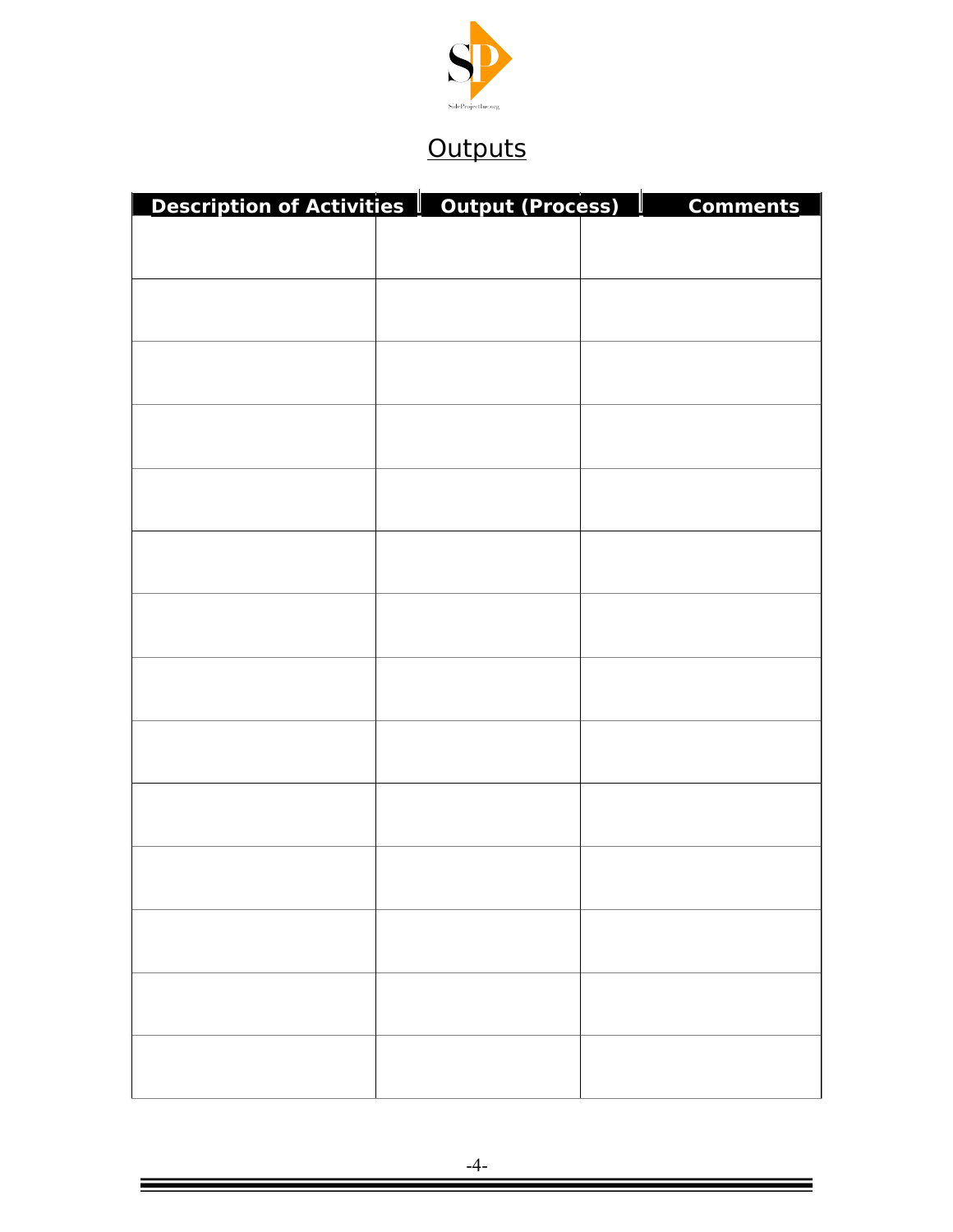# Outputs

| Description of Activities | Output (Process) | Comments |
| --- | --- | --- |
| | | |
| | | |
| | | |
| | | |
| | | |
| | | |
| | | |
| | | |
| | | |
| | | |
| | | |
| | | |
| | | |
| | | |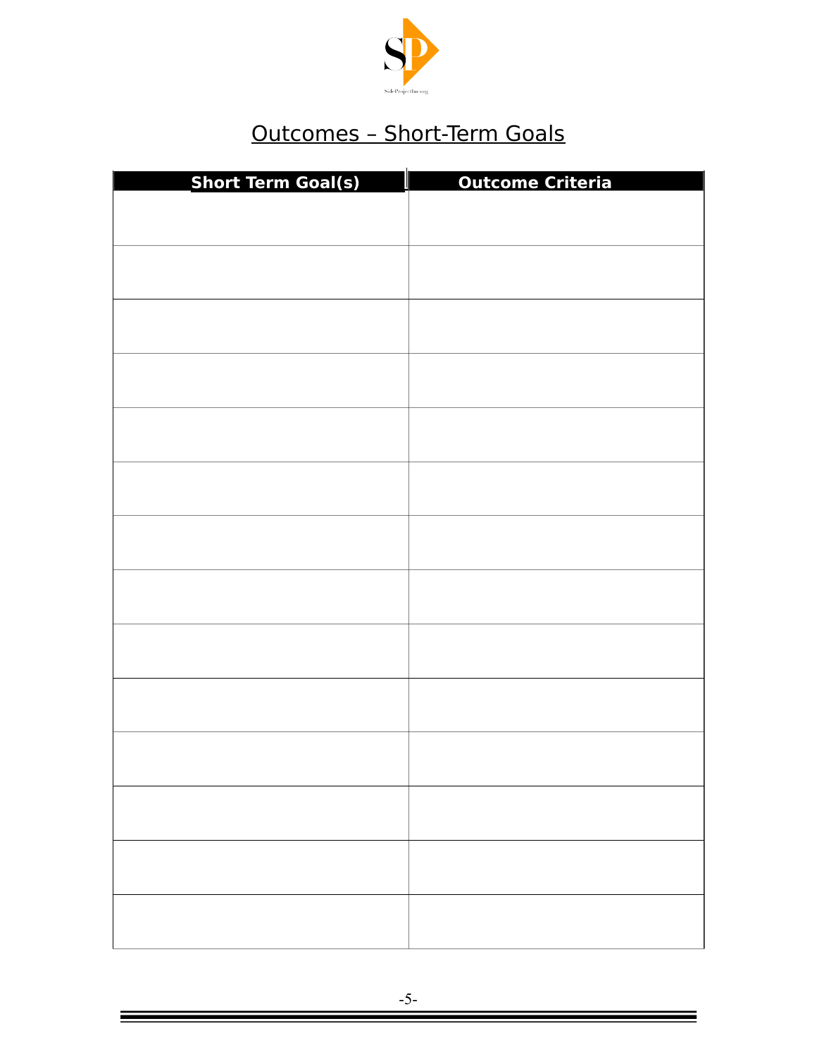## Outcomes – Short-Term Goals

| Short Term Goal(s) | Outcome Criteria |
| --- | --- |
| | |
| | |
| | |
| | |
| | |
| | |
| | |
| | |
| | |
| | |
| | |
| | |
| | |
| | |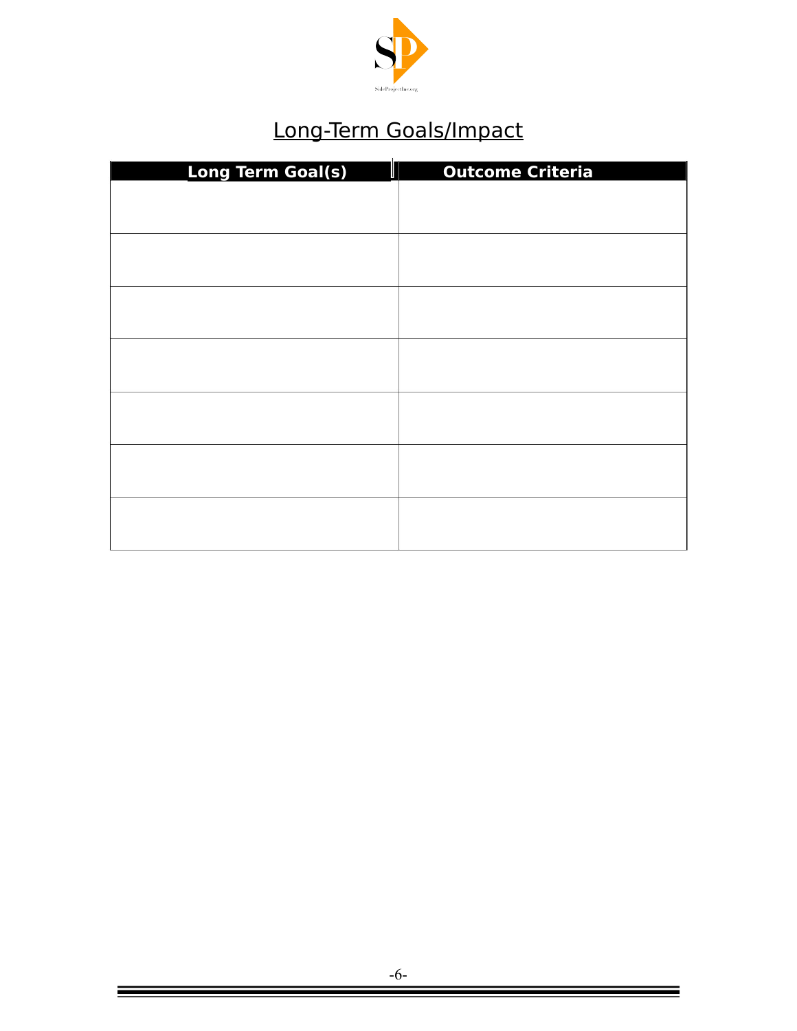## Long-Term Goals/Impact

| Long Term Goal(s) | Outcome Criteria |
|---|---|
| | |
| | |
| | |
| | |
| | |
| | |
| | |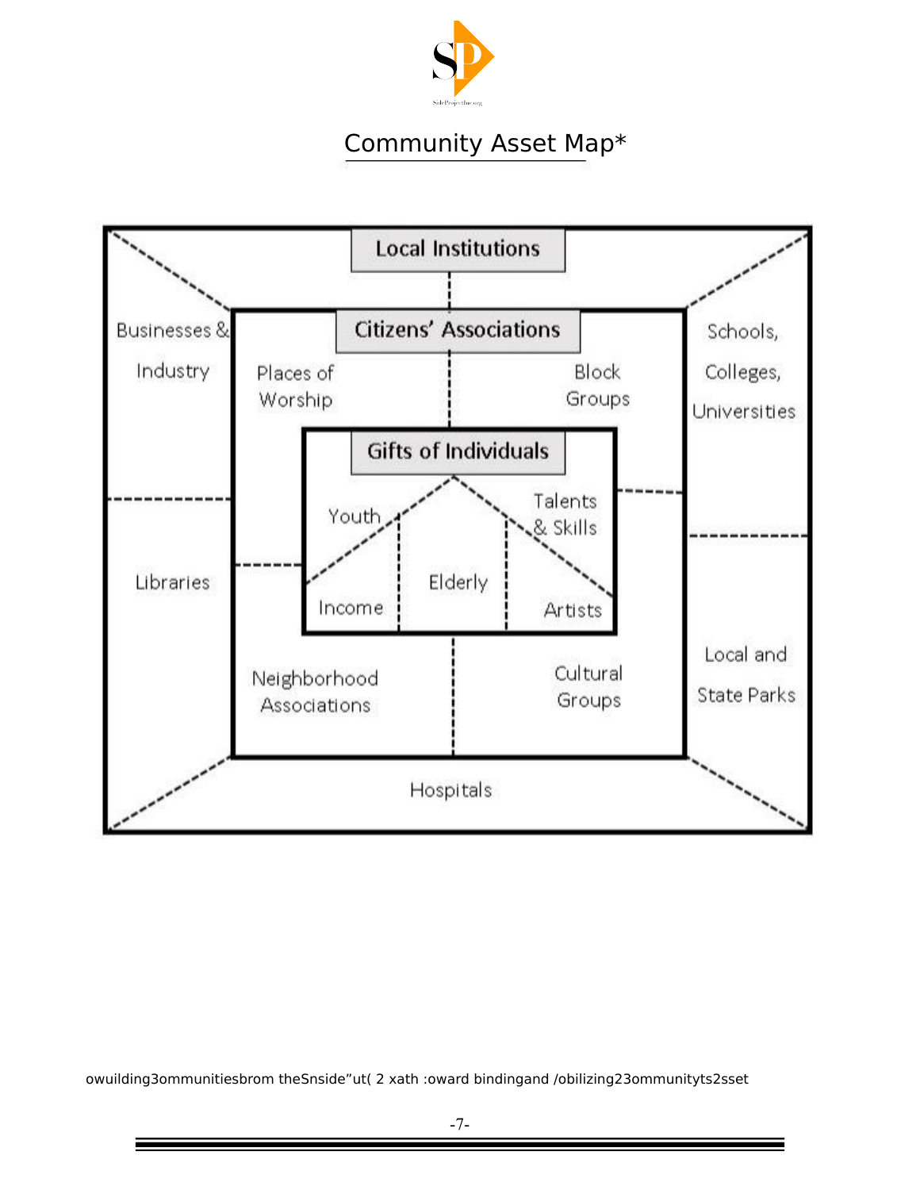# Community Asset Map*

Local Institutions

Businesses & Industry

Schools, Colleges, Universities

Libraries

Local and State Parks

Hospitals

Citizens' Associations

Places of Worship

Block Groups

Neighborhood Associations

Cultural Groups

Gifts of Individuals

Youth

Talents & Skills

Elderly

Income

Artists

owuilding3ommunitiesbrom theSnside"ut( 2 xath :oward bindingand /obilizing23ommunityts2sset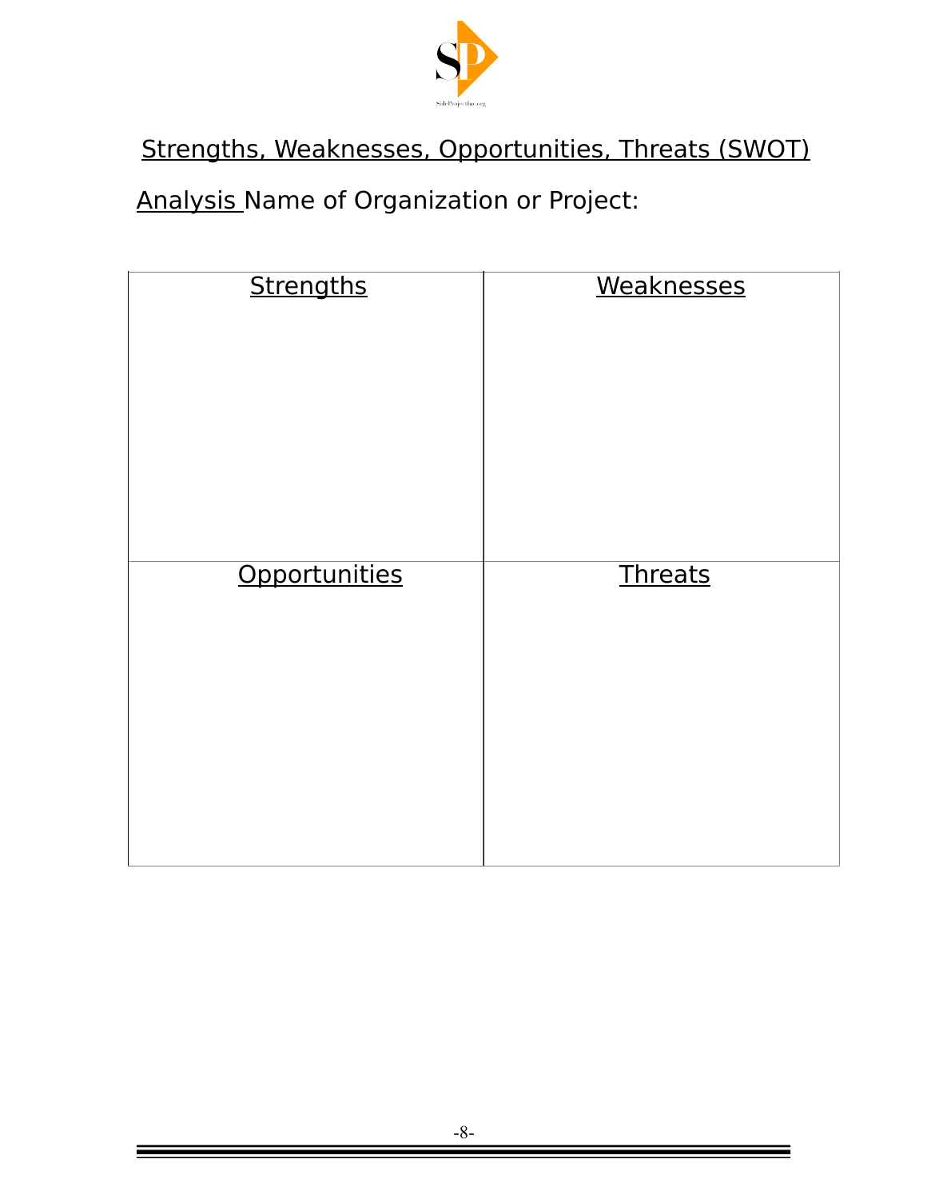Strengths, Weaknesses, Opportunities, Threats (SWOT)

Analysis Name of Organization or Project:

| Strengths | Weaknesses |
| --- | --- |
| | |
| **Opportunities** | **Threats** |
| | |